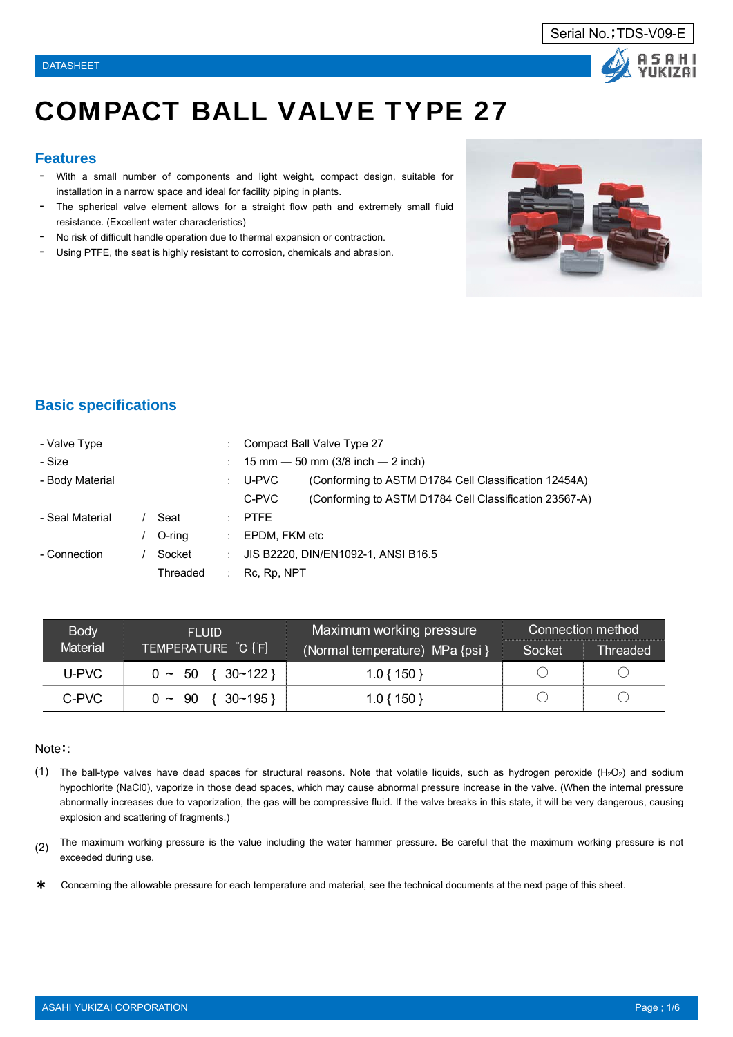Serial No.;TDS-V09-E

DATASHEET

# COMPACT BALL VALVE TYPE 27

## Features

- With a small number of components and light weight, compact design, suitable for installation in a narrow space and ideal for facility piping in plants.
- The spherical valve element allows for a straight flow path and extremely small fluid resistance. (Excellent water characteristics)
- No risk of difficult handle operation due to thermal expansion or contraction.
- Using PTFE, the seat is highly resistant to corrosion, chemicals and abrasion.

## Basic specifications

| | | | |
|---|---|---|---|
| - Valve Type | | : | Compact Ball Valve Type 27 |
| - Size | | : | 15 mm — 50 mm (3/8 inch — 2 inch) |
| - Body Material | | : | U-PVC (Conforming to ASTM D1784 Cell Classification 12454A) |
| | | | C-PVC (Conforming to ASTM D1784 Cell Classification 23567-A) |
| - Seal Material | / Seat | : | PTFE |
| | / O-ring | : | EPDM, FKM etc |
| - Connection | / Socket | : | JIS B2220, DIN/EN1092-1, ANSI B16.5 |
| | Threaded | : | Rc, Rp, NPT |

| Body Material | FLUID TEMPERATURE ℃ {℉} | Maximum working pressure (Normal temperature) MPa {psi} | Connection method | |
|---|---|---|---|---|
| | | | Socket | Threaded |
| U-PVC | 0 ~ 50 { 30~122 } | 1.0 { 150 } | ○ | ○ |
| C-PVC | 0 ~ 90 { 30~195 } | 1.0 { 150 } | ○ | ○ |

Note::

(1) The ball-type valves have dead spaces for structural reasons. Note that volatile liquids, such as hydrogen peroxide ($H_2O_2$) and sodium hypochlorite (NaCl0), vaporize in those dead spaces, which may cause abnormal pressure increase in the valve. (When the internal pressure abnormally increases due to vaporization, the gas will be compressive fluid. If the valve breaks in this state, it will be very dangerous, causing explosion and scattering of fragments.)

(2) The maximum working pressure is the value including the water hammer pressure. Be careful that the maximum working pressure is not exceeded during use.

✱ Concerning the allowable pressure for each temperature and material, see the technical documents at the next page of this sheet.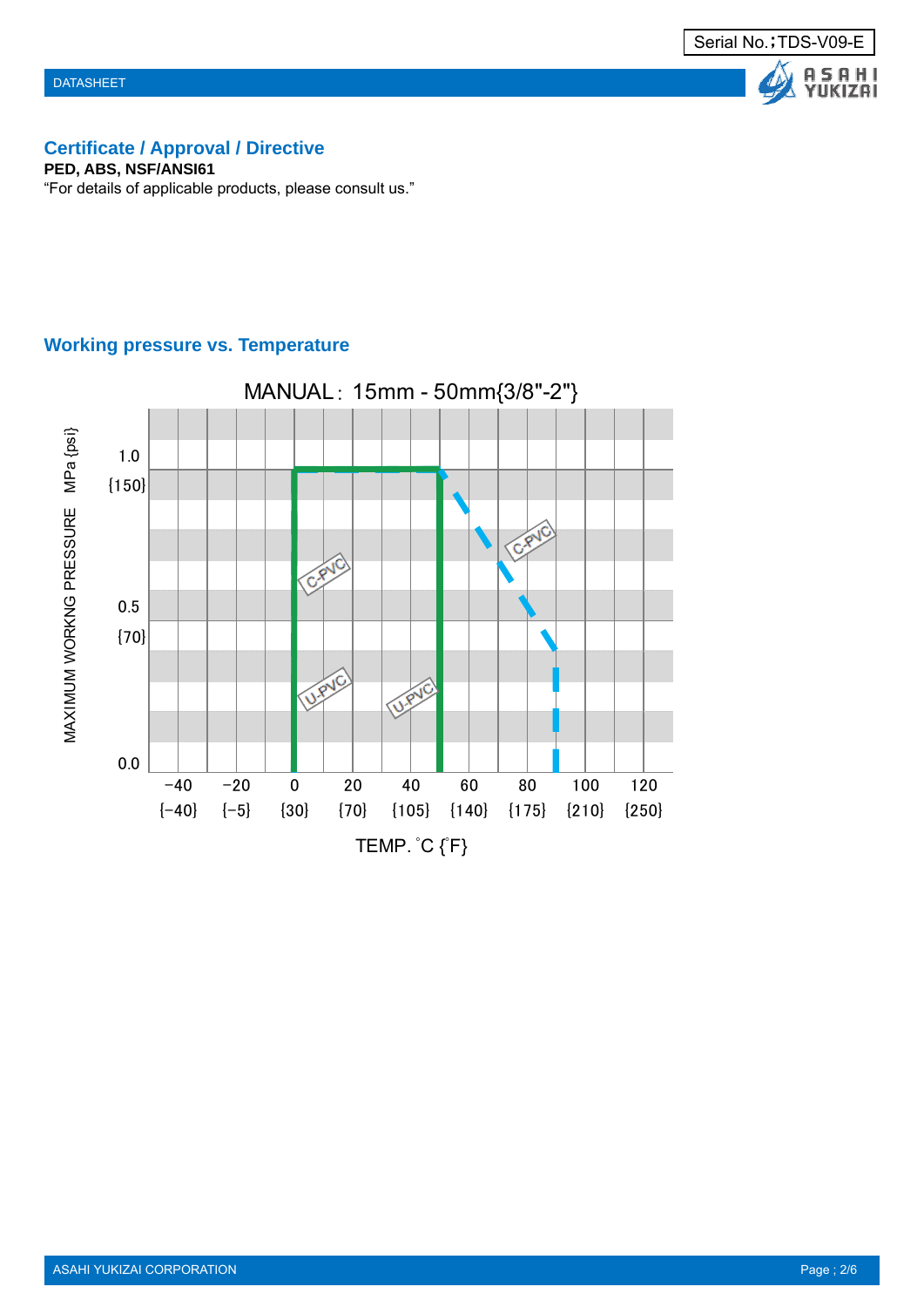## Certificate / Approval / Directive

**PED, ABS, NSF/ANSI61**

“For details of applicable products, please consult us.”

## Working pressure vs. Temperature

MANUAL：15mm - 50mm{3/8"-2"}

MAXIMUM WORKNG PRESSURE MPa {psi}

1.0 {150}

0.5 {70}

0.0

C-PVC

U-PVC

C-PVC

U-PVC

−40 {−40} −20 {−5} 0 {30} 20 {70} 40 {105} 60 {140} 80 {175} 100 {210} 120 {250}

TEMP. ˚C {˚F}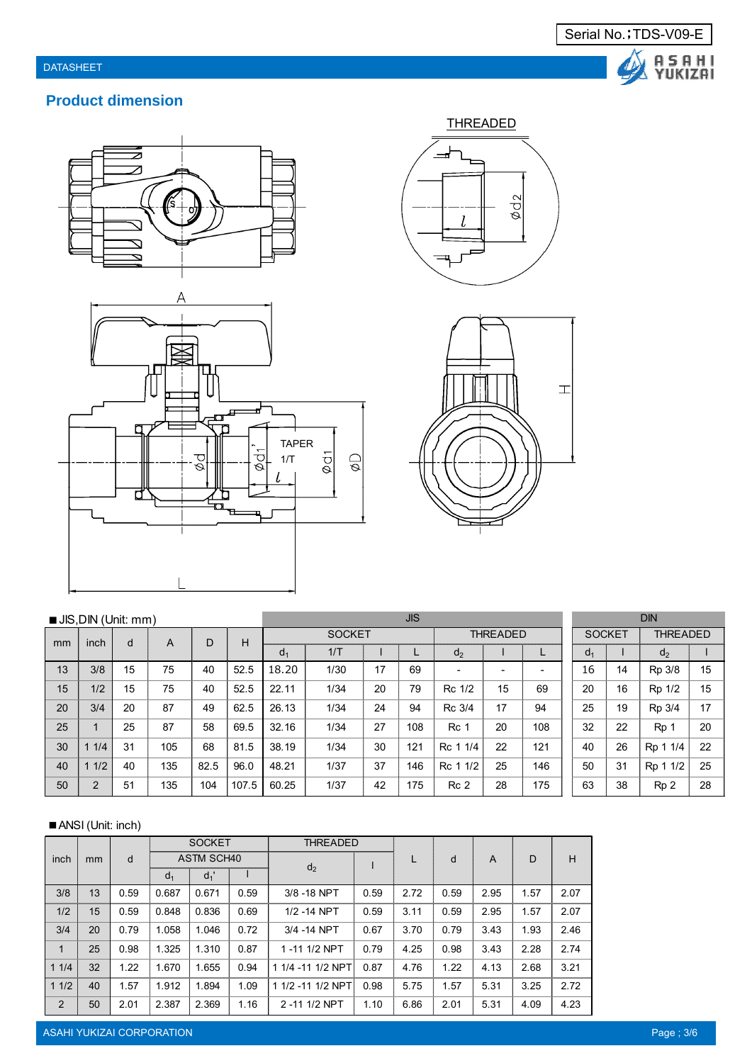Serial No.;TDS-V09-E

DATASHEET

## Product dimension

■JIS,DIN (Unit: mm)

| mm | inch | d | A | D | H | JIS | | | | | | | DIN | | | |
|---|---|---|---|---|---|---|---|---|---|---|---|---|---|---|---|---|
| | | | | | | SOCKET | | | | THREADED | | | SOCKET | | THREADED | |
| | | | | | | $d_1$ | 1/T | l | L | $d_2$ | l | L | $d_1$ | l | $d_2$ | l |
| 13 | 3/8 | 15 | 75 | 40 | 52.5 | 18.20 | 1/30 | 17 | 69 | - | - | - | 16 | 14 | Rp 3/8 | 15 |
| 15 | 1/2 | 15 | 75 | 40 | 52.5 | 22.11 | 1/34 | 20 | 79 | Rc 1/2 | 15 | 69 | 20 | 16 | Rp 1/2 | 15 |
| 20 | 3/4 | 20 | 87 | 49 | 62.5 | 26.13 | 1/34 | 24 | 94 | Rc 3/4 | 17 | 94 | 25 | 19 | Rp 3/4 | 17 |
| 25 | 1 | 25 | 87 | 58 | 69.5 | 32.16 | 1/34 | 27 | 108 | Rc 1 | 20 | 108 | 32 | 22 | Rp 1 | 20 |
| 30 | 1 1/4 | 31 | 105 | 68 | 81.5 | 38.19 | 1/34 | 30 | 121 | Rc 1 1/4 | 22 | 121 | 40 | 26 | Rp 1 1/4 | 22 |
| 40 | 1 1/2 | 40 | 135 | 82.5 | 96.0 | 48.21 | 1/37 | 37 | 146 | Rc 1 1/2 | 25 | 146 | 50 | 31 | Rp 1 1/2 | 25 |
| 50 | 2 | 51 | 135 | 104 | 107.5 | 60.25 | 1/37 | 42 | 175 | Rc 2 | 28 | 175 | 63 | 38 | Rp 2 | 28 |

■ANSI (Unit: inch)

| inch | mm | d | SOCKET | | | THREADED | | L | d | A | D | H |
|---|---|---|---|---|---|---|---|---|---|---|---|---|
| | | | ASTM SCH40 | | | $d_2$ | l | | | | | |
| | | | $d_1$ | $d_1$' | l | | | | | | | |
| 3/8 | 13 | 0.59 | 0.687 | 0.671 | 0.59 | 3/8 -18 NPT | 0.59 | 2.72 | 0.59 | 2.95 | 1.57 | 2.07 |
| 1/2 | 15 | 0.59 | 0.848 | 0.836 | 0.69 | 1/2 -14 NPT | 0.59 | 3.11 | 0.59 | 2.95 | 1.57 | 2.07 |
| 3/4 | 20 | 0.79 | 1.058 | 1.046 | 0.72 | 3/4 -14 NPT | 0.67 | 3.70 | 0.79 | 3.43 | 1.93 | 2.46 |
| 1 | 25 | 0.98 | 1.325 | 1.310 | 0.87 | 1 -11 1/2 NPT | 0.79 | 4.25 | 0.98 | 3.43 | 2.28 | 2.74 |
| 1 1/4 | 32 | 1.22 | 1.670 | 1.655 | 0.94 | 1 1/4 -11 1/2 NPT | 0.87 | 4.76 | 1.22 | 4.13 | 2.68 | 3.21 |
| 1 1/2 | 40 | 1.57 | 1.912 | 1.894 | 1.09 | 1 1/2 -11 1/2 NPT | 0.98 | 5.75 | 1.57 | 5.31 | 3.25 | 2.72 |
| 2 | 50 | 2.01 | 2.387 | 2.369 | 1.16 | 2 -11 1/2 NPT | 1.10 | 6.86 | 2.01 | 5.31 | 4.09 | 4.23 |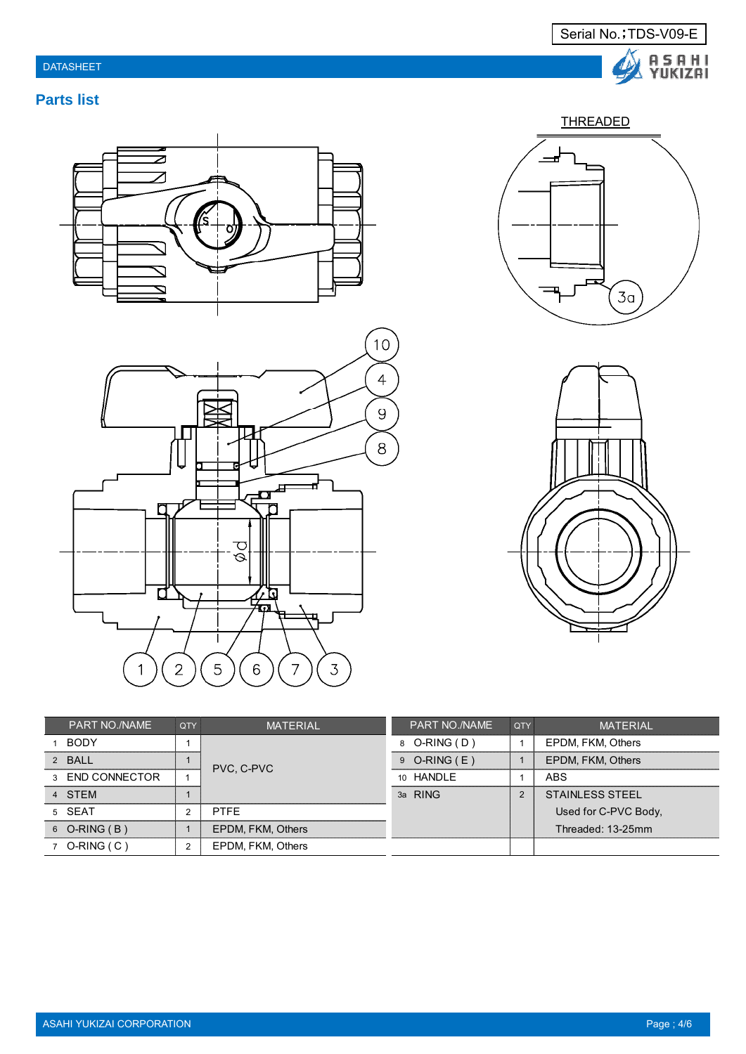## Parts list

| PART NO./NAME | QTY | MATERIAL |
|---|---|---|
| 1 BODY | 1 | PVC, C-PVC |
| 2 BALL | 1 | PVC, C-PVC |
| 3 END CONNECTOR | 1 | PVC, C-PVC |
| 4 STEM | 1 | PVC, C-PVC |
| 5 SEAT | 2 | PTFE |
| 6 O-RING ( B ) | 1 | EPDM, FKM, Others |
| 7 O-RING ( C ) | 2 | EPDM, FKM, Others |

| PART NO./NAME | QTY | MATERIAL |
|---|---|---|
| 8 O-RING ( D ) | 1 | EPDM, FKM, Others |
| 9 O-RING ( E ) | 1 | EPDM, FKM, Others |
| 10 HANDLE | 1 | ABS |
| 3a RING | 2 | STAINLESS STEEL Used for C-PVC Body, Threaded: 13-25mm |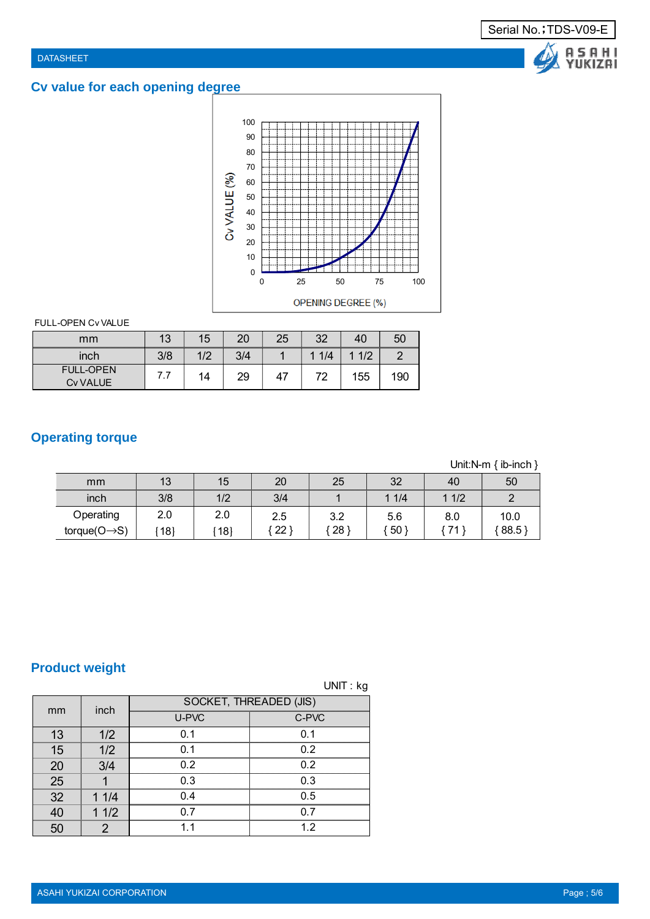## Cv value for each opening degree

FULL-OPEN Cv VALUE

| mm | 13 | 15 | 20 | 25 | 32 | 40 | 50 |
|---|---|---|---|---|---|---|---|
| inch | 3/8 | 1/2 | 3/4 | 1 | 1 1/4 | 1 1/2 | 2 |
| FULL-OPEN Cv VALUE | 7.7 | 14 | 29 | 47 | 72 | 155 | 190 |

## Operating torque

Unit:N-m { ib-inch }

| mm | 13 | 15 | 20 | 25 | 32 | 40 | 50 |
|---|---|---|---|---|---|---|---|
| inch | 3/8 | 1/2 | 3/4 | 1 | 1 1/4 | 1 1/2 | 2 |
| Operating torque(O→S) | 2.0 {18} | 2.0 {18} | 2.5 { 22 } | 3.2 { 28 } | 5.6 { 50 } | 8.0 { 71 } | 10.0 { 88.5 } |

## Product weight

UNIT : kg

| mm | inch | SOCKET, THREADED (JIS) | |
|---|---|---|---|
| | | U-PVC | C-PVC |
| 13 | 1/2 | 0.1 | 0.1 |
| 15 | 1/2 | 0.1 | 0.2 |
| 20 | 3/4 | 0.2 | 0.2 |
| 25 | 1 | 0.3 | 0.3 |
| 32 | 1 1/4 | 0.4 | 0.5 |
| 40 | 1 1/2 | 0.7 | 0.7 |
| 50 | 2 | 1.1 | 1.2 |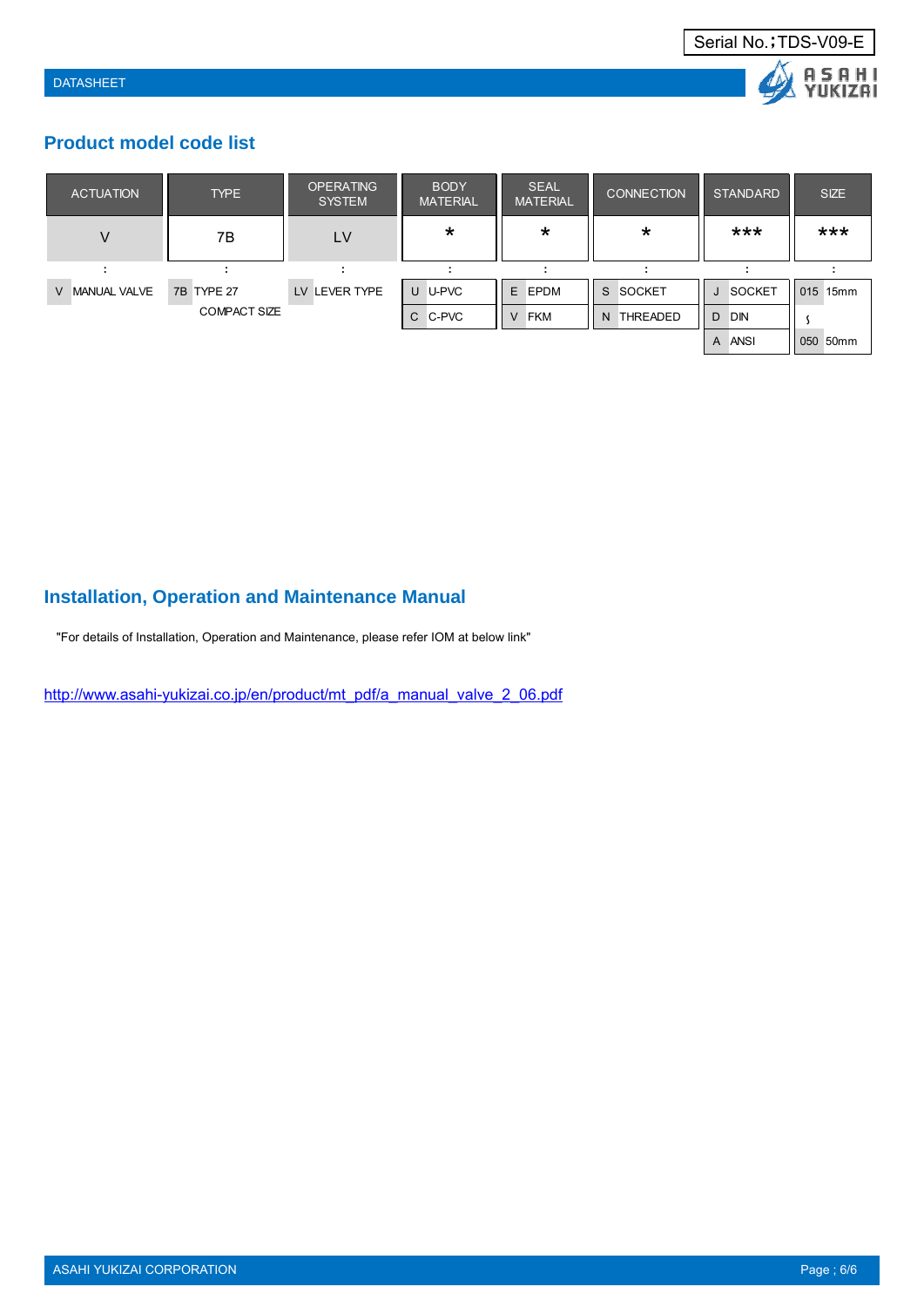Serial No.；TDS-V09-E

## Product model code list

| ACTUATION | TYPE | OPERATING SYSTEM | BODY MATERIAL | SEAL MATERIAL | CONNECTION | STANDARD | SIZE |
|---|---|---|---|---|---|---|---|
| V | 7B | LV | * | * | * | *** | *** |
| : | : | : | : | : | : | : | : |
| V MANUAL VALVE | 7B TYPE 27 COMPACT SIZE | LV LEVER TYPE | U U-PVC | E EPDM | S SOCKET | J SOCKET | 015 15mm |
| | | | C C-PVC | V FKM | N THREADED | D DIN | ~ |
| | | | | | | A ANSI | 050 50mm |

## Installation, Operation and Maintenance Manual

"For details of Installation, Operation and Maintenance, please refer IOM at below link"

http://www.asahi-yukizai.co.jp/en/product/mt_pdf/a_manual_valve_2_06.pdf